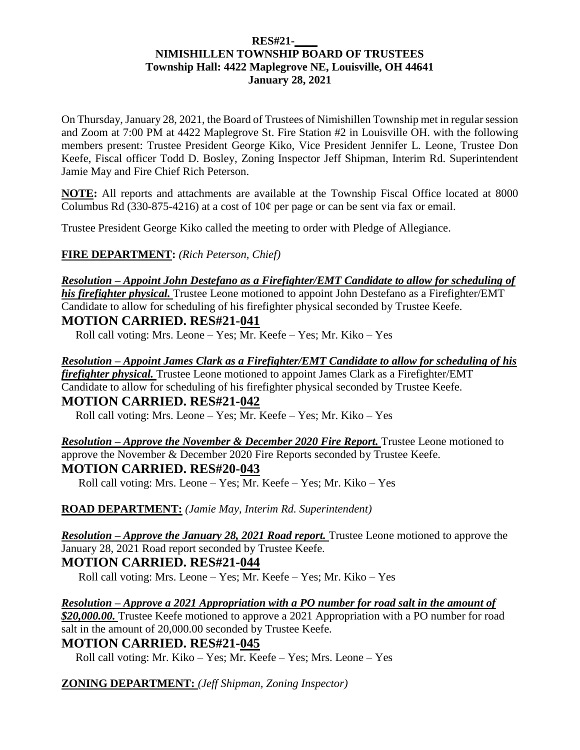**RES#21-\_\_\_\_**

**NIMISHILLEN TOWNSHIP BOARD OF TRUSTEES**

**Township Hall: 4422 Maplegrove NE, Louisville, OH 44641**

**January 28, 2021**

On Thursday, January 28, 2021, the Board of Trustees of Nimishillen Township met in regular session and Zoom at 7:00 PM at 4422 Maplegrove St. Fire Station #2 in Louisville OH. with the following members present: Trustee President George Kiko, Vice President Jennifer L. Leone, Trustee Don Keefe, Fiscal officer Todd D. Bosley, Zoning Inspector Jeff Shipman, Interim Rd. Superintendent Jamie May and Fire Chief Rich Peterson.

**NOTE:** All reports and attachments are available at the Township Fiscal Office located at 8000 Columbus Rd (330-875-4216) at a cost of 10¢ per page or can be sent via fax or email.

Trustee President George Kiko called the meeting to order with Pledge of Allegiance.

**FIRE DEPARTMENT:** *(Rich Peterson, Chief)*

***Resolution – Appoint John Destefano as a Firefighter/EMT Candidate to allow for scheduling of his firefighter physical.*** Trustee Leone motioned to appoint John Destefano as a Firefighter/EMT Candidate to allow for scheduling of his firefighter physical seconded by Trustee Keefe.

**MOTION CARRIED. RES#21-041**

Roll call voting: Mrs. Leone – Yes; Mr. Keefe – Yes; Mr. Kiko – Yes

***Resolution – Appoint James Clark as a Firefighter/EMT Candidate to allow for scheduling of his firefighter physical.*** Trustee Leone motioned to appoint James Clark as a Firefighter/EMT Candidate to allow for scheduling of his firefighter physical seconded by Trustee Keefe.

**MOTION CARRIED. RES#21-042**

Roll call voting: Mrs. Leone – Yes; Mr. Keefe – Yes; Mr. Kiko – Yes

***Resolution – Approve the November & December 2020 Fire Report.*** Trustee Leone motioned to approve the November & December 2020 Fire Reports seconded by Trustee Keefe.

**MOTION CARRIED. RES#20-043**

Roll call voting: Mrs. Leone – Yes; Mr. Keefe – Yes; Mr. Kiko – Yes

**ROAD DEPARTMENT:** *(Jamie May, Interim Rd. Superintendent)*

***Resolution – Approve the January 28, 2021 Road report.*** Trustee Leone motioned to approve the January 28, 2021 Road report seconded by Trustee Keefe.

**MOTION CARRIED. RES#21-044**

Roll call voting: Mrs. Leone – Yes; Mr. Keefe – Yes; Mr. Kiko – Yes

***Resolution – Approve a 2021 Appropriation with a PO number for road salt in the amount of $20,000.00.*** Trustee Keefe motioned to approve a 2021 Appropriation with a PO number for road salt in the amount of 20,000.00 seconded by Trustee Keefe.

**MOTION CARRIED. RES#21-045**

Roll call voting: Mr. Kiko – Yes; Mr. Keefe – Yes; Mrs. Leone – Yes

**ZONING DEPARTMENT:** *(Jeff Shipman, Zoning Inspector)*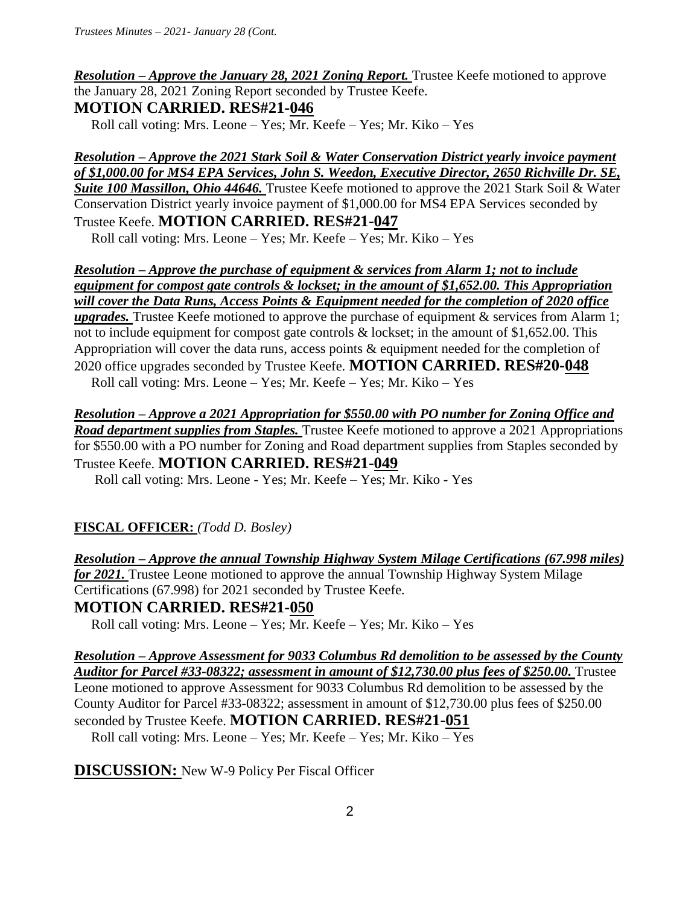***Resolution – Approve the January 28, 2021 Zoning Report.*** Trustee Keefe motioned to approve the January 28, 2021 Zoning Report seconded by Trustee Keefe.

**MOTION CARRIED. RES#21-046**

Roll call voting: Mrs. Leone – Yes; Mr. Keefe – Yes; Mr. Kiko – Yes

***Resolution – Approve the 2021 Stark Soil & Water Conservation District yearly invoice payment of $1,000.00 for MS4 EPA Services, John S. Weedon, Executive Director, 2650 Richville Dr. SE, Suite 100 Massillon, Ohio 44646.*** Trustee Keefe motioned to approve the 2021 Stark Soil & Water Conservation District yearly invoice payment of $1,000.00 for MS4 EPA Services seconded by Trustee Keefe. **MOTION CARRIED. RES#21-047**

Roll call voting: Mrs. Leone – Yes; Mr. Keefe – Yes; Mr. Kiko – Yes

***Resolution – Approve the purchase of equipment & services from Alarm 1; not to include equipment for compost gate controls & lockset; in the amount of $1,652.00. This Appropriation will cover the Data Runs, Access Points & Equipment needed for the completion of 2020 office upgrades.*** Trustee Keefe motioned to approve the purchase of equipment & services from Alarm 1; not to include equipment for compost gate controls & lockset; in the amount of $1,652.00. This Appropriation will cover the data runs, access points & equipment needed for the completion of 2020 office upgrades seconded by Trustee Keefe. **MOTION CARRIED. RES#20-048**

Roll call voting: Mrs. Leone – Yes; Mr. Keefe – Yes; Mr. Kiko – Yes

***Resolution – Approve a 2021 Appropriation for $550.00 with PO number for Zoning Office and Road department supplies from Staples.*** Trustee Keefe motioned to approve a 2021 Appropriations for $550.00 with a PO number for Zoning and Road department supplies from Staples seconded by Trustee Keefe. **MOTION CARRIED. RES#21-049**

Roll call voting: Mrs. Leone - Yes; Mr. Keefe – Yes; Mr. Kiko - Yes

**FISCAL OFFICER:** *(Todd D. Bosley)*

***Resolution – Approve the annual Township Highway System Milage Certifications (67.998 miles) for 2021.*** Trustee Leone motioned to approve the annual Township Highway System Milage Certifications (67.998) for 2021 seconded by Trustee Keefe.

**MOTION CARRIED. RES#21-050**

Roll call voting: Mrs. Leone – Yes; Mr. Keefe – Yes; Mr. Kiko – Yes

***Resolution – Approve Assessment for 9033 Columbus Rd demolition to be assessed by the County Auditor for Parcel #33-08322; assessment in amount of $12,730.00 plus fees of $250.00.*** Trustee Leone motioned to approve Assessment for 9033 Columbus Rd demolition to be assessed by the County Auditor for Parcel #33-08322; assessment in amount of $12,730.00 plus fees of $250.00 seconded by Trustee Keefe. **MOTION CARRIED. RES#21-051**

Roll call voting: Mrs. Leone – Yes; Mr. Keefe – Yes; Mr. Kiko – Yes

**DISCUSSION:** New W-9 Policy Per Fiscal Officer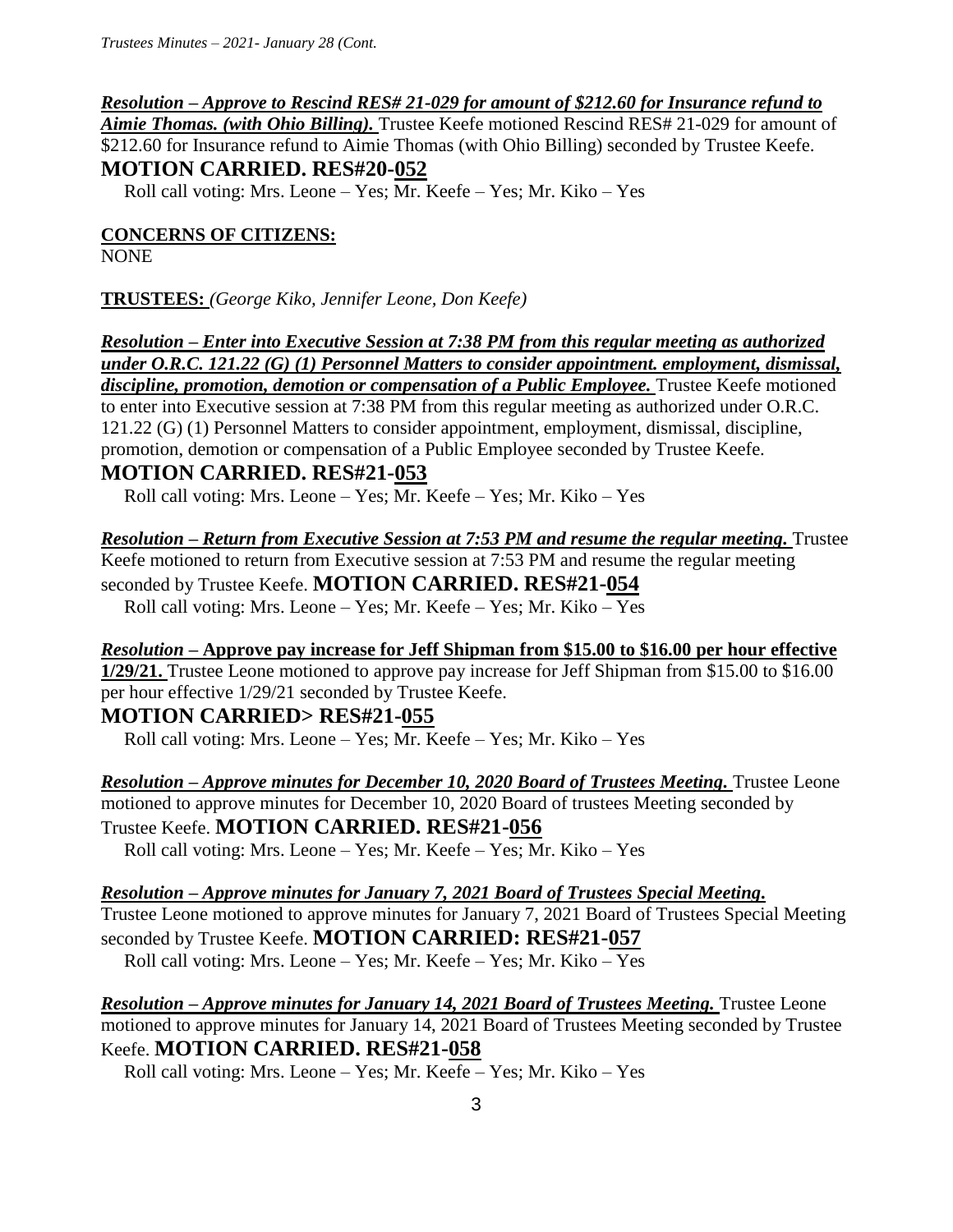***Resolution – Approve to Rescind RES# 21-029 for amount of $212.60 for Insurance refund to Aimie Thomas. (with Ohio Billing).*** Trustee Keefe motioned Rescind RES# 21-029 for amount of $212.60 for Insurance refund to Aimie Thomas (with Ohio Billing) seconded by Trustee Keefe.

**MOTION CARRIED. RES#20-052**

Roll call voting: Mrs. Leone – Yes; Mr. Keefe – Yes; Mr. Kiko – Yes

**CONCERNS OF CITIZENS:**

NONE

**TRUSTEES:** *(George Kiko, Jennifer Leone, Don Keefe)*

***Resolution – Enter into Executive Session at 7:38 PM from this regular meeting as authorized under O.R.C. 121.22 (G) (1) Personnel Matters to consider appointment. employment, dismissal, discipline, promotion, demotion or compensation of a Public Employee.*** Trustee Keefe motioned to enter into Executive session at 7:38 PM from this regular meeting as authorized under O.R.C. 121.22 (G) (1) Personnel Matters to consider appointment, employment, dismissal, discipline, promotion, demotion or compensation of a Public Employee seconded by Trustee Keefe.

**MOTION CARRIED. RES#21-053**

Roll call voting: Mrs. Leone – Yes; Mr. Keefe – Yes; Mr. Kiko – Yes

***Resolution – Return from Executive Session at 7:53 PM and resume the regular meeting.*** Trustee Keefe motioned to return from Executive session at 7:53 PM and resume the regular meeting seconded by Trustee Keefe. **MOTION CARRIED. RES#21-054**

Roll call voting: Mrs. Leone – Yes; Mr. Keefe – Yes; Mr. Kiko – Yes

***Resolution* – Approve pay increase for Jeff Shipman from $15.00 to $16.00 per hour effective 1/29/21.** Trustee Leone motioned to approve pay increase for Jeff Shipman from $15.00 to $16.00 per hour effective 1/29/21 seconded by Trustee Keefe.

**MOTION CARRIED> RES#21-055**

Roll call voting: Mrs. Leone – Yes; Mr. Keefe – Yes; Mr. Kiko – Yes

***Resolution – Approve minutes for December 10, 2020 Board of Trustees Meeting.*** Trustee Leone motioned to approve minutes for December 10, 2020 Board of trustees Meeting seconded by Trustee Keefe. **MOTION CARRIED. RES#21-056**

Roll call voting: Mrs. Leone – Yes; Mr. Keefe – Yes; Mr. Kiko – Yes

***Resolution – Approve minutes for January 7, 2021 Board of Trustees Special Meeting.*** Trustee Leone motioned to approve minutes for January 7, 2021 Board of Trustees Special Meeting seconded by Trustee Keefe. **MOTION CARRIED: RES#21-057**

Roll call voting: Mrs. Leone – Yes; Mr. Keefe – Yes; Mr. Kiko – Yes

***Resolution – Approve minutes for January 14, 2021 Board of Trustees Meeting.*** Trustee Leone motioned to approve minutes for January 14, 2021 Board of Trustees Meeting seconded by Trustee Keefe. **MOTION CARRIED. RES#21-058**

Roll call voting: Mrs. Leone – Yes; Mr. Keefe – Yes; Mr. Kiko – Yes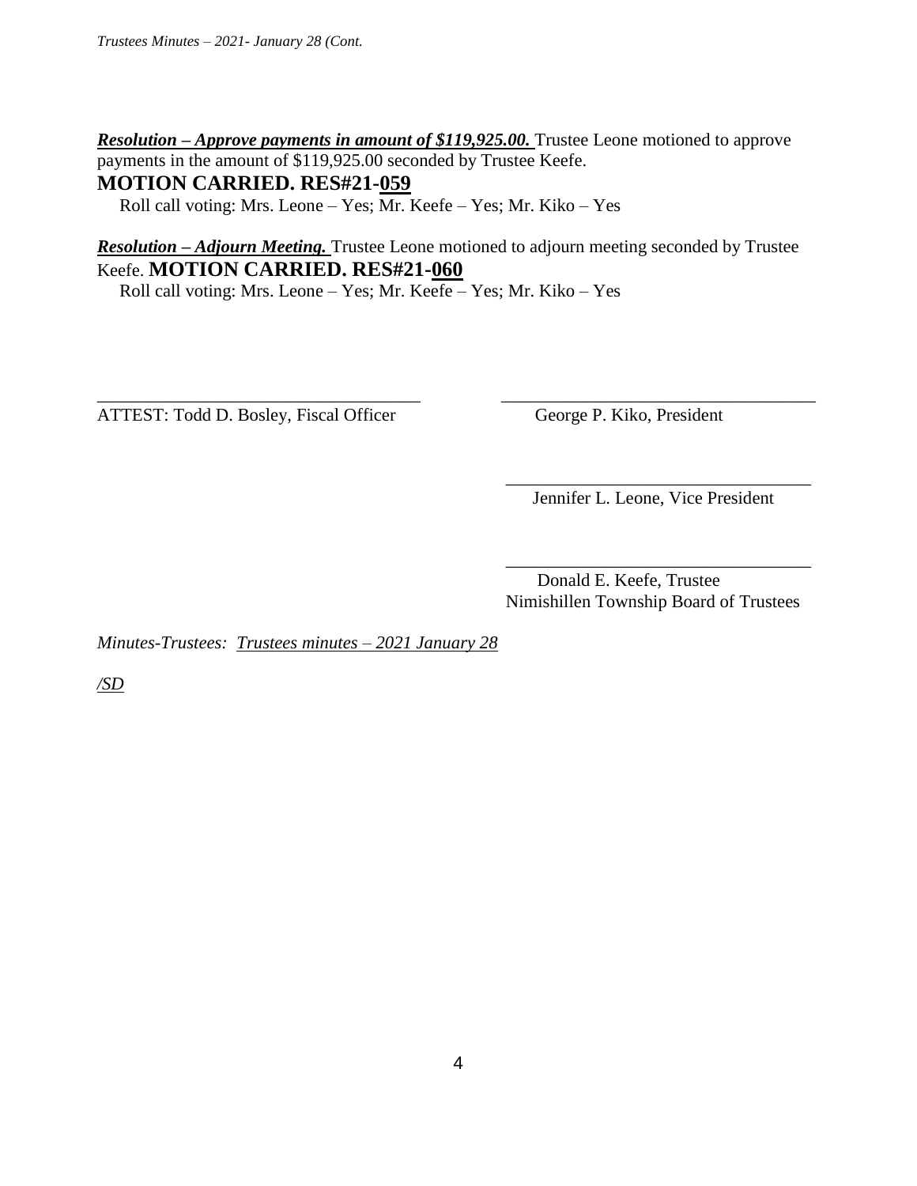***Resolution – Approve payments in amount of $119,925.00.*** Trustee Leone motioned to approve payments in the amount of $119,925.00 seconded by Trustee Keefe.

**MOTION CARRIED. RES#21-059**

Roll call voting: Mrs. Leone – Yes; Mr. Keefe – Yes; Mr. Kiko – Yes

***Resolution – Adjourn Meeting.*** Trustee Leone motioned to adjourn meeting seconded by Trustee Keefe. **MOTION CARRIED. RES#21-060**

Roll call voting: Mrs. Leone – Yes; Mr. Keefe – Yes; Mr. Kiko – Yes

___________________________________
ATTEST: Todd D. Bosley, Fiscal Officer

___________________________________
George P. Kiko, President

___________________________________
Jennifer L. Leone, Vice President

___________________________________
Donald E. Keefe, Trustee
Nimishillen Township Board of Trustees

*Minutes-Trustees: Trustees minutes – 2021 January 28*

*/SD*